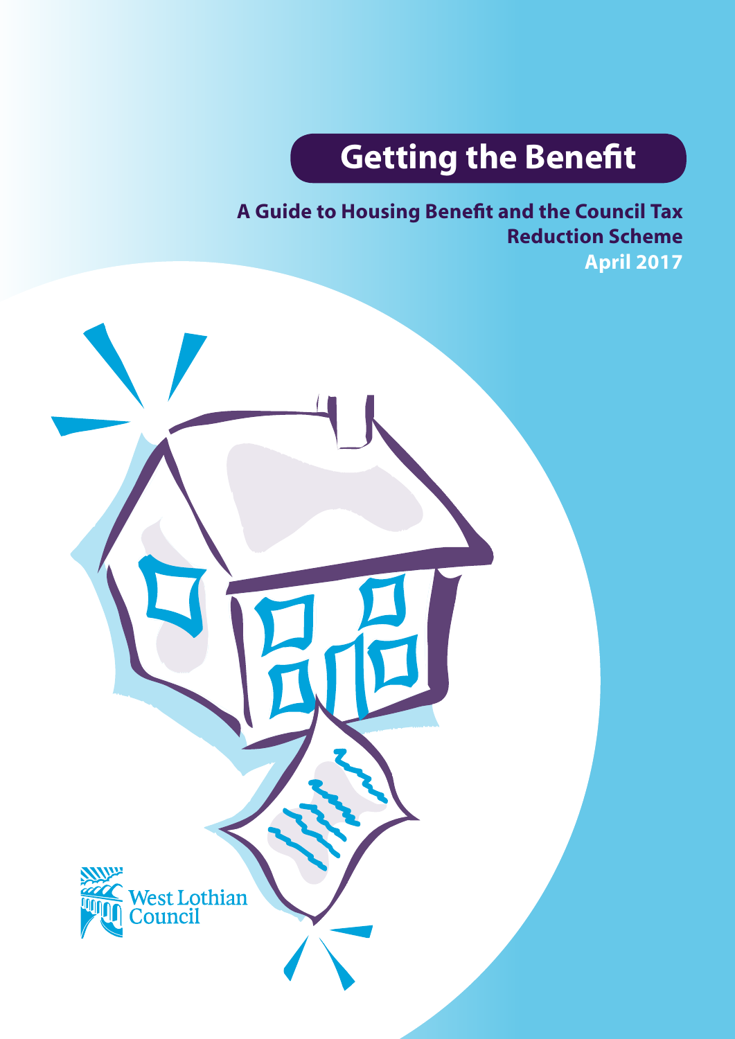# Getting the Benefit

**A Guide to Housing Benefit and the Council Tax Reduction Scheme**
**April 2017**

West Lothian Council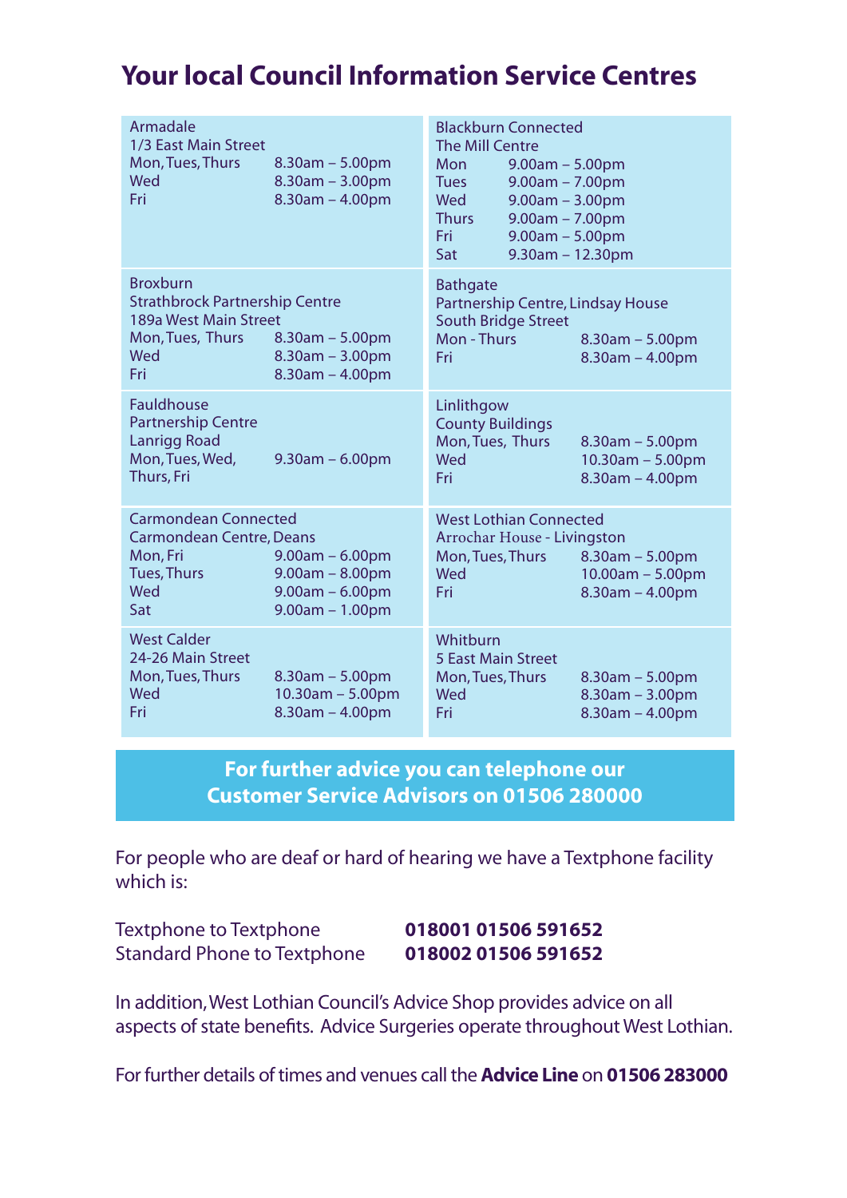# Your local Council Information Service Centres

**Armadale**
1/3 East Main Street

| | |
|---|---|
| Mon, Tues, Thurs | 8.30am – 5.00pm |
| Wed | 8.30am – 3.00pm |
| Fri | 8.30am – 4.00pm |

**Blackburn Connected**
The Mill Centre

| | |
|---|---|
| Mon | 9.00am – 5.00pm |
| Tues | 9.00am – 7.00pm |
| Wed | 9.00am – 3.00pm |
| Thurs | 9.00am – 7.00pm |
| Fri | 9.00am – 5.00pm |
| Sat | 9.30am – 12.30pm |

**Broxburn**
Strathbrock Partnership Centre
189a West Main Street

| | |
|---|---|
| Mon, Tues, Thurs | 8.30am – 5.00pm |
| Wed | 8.30am – 3.00pm |
| Fri | 8.30am – 4.00pm |

**Bathgate**
Partnership Centre, Lindsay House
South Bridge Street

| | |
|---|---|
| Mon - Thurs | 8.30am – 5.00pm |
| Fri | 8.30am – 4.00pm |

**Fauldhouse**
Partnership Centre
Lanrigg Road

| | |
|---|---|
| Mon, Tues, Wed, Thurs, Fri | 9.30am – 6.00pm |

**Linlithgow**
County Buildings

| | |
|---|---|
| Mon, Tues, Thurs | 8.30am – 5.00pm |
| Wed | 10.30am – 5.00pm |
| Fri | 8.30am – 4.00pm |

**Carmondean Connected**
Carmondean Centre, Deans

| | |
|---|---|
| Mon, Fri | 9.00am – 6.00pm |
| Tues, Thurs | 9.00am – 8.00pm |
| Wed | 9.00am – 6.00pm |
| Sat | 9.00am – 1.00pm |

**West Lothian Connected**
Arrochar House - Livingston

| | |
|---|---|
| Mon, Tues, Thurs | 8.30am – 5.00pm |
| Wed | 10.00am – 5.00pm |
| Fri | 8.30am – 4.00pm |

**West Calder**
24-26 Main Street

| | |
|---|---|
| Mon, Tues, Thurs | 8.30am – 5.00pm |
| Wed | 10.30am – 5.00pm |
| Fri | 8.30am – 4.00pm |

**Whitburn**
5 East Main Street

| | |
|---|---|
| Mon, Tues, Thurs | 8.30am – 5.00pm |
| Wed | 8.30am – 3.00pm |
| Fri | 8.30am – 4.00pm |

**For further advice you can telephone our Customer Service Advisors on 01506 280000**

For people who are deaf or hard of hearing we have a Textphone facility which is:

| | |
|---|---|
| Textphone to Textphone | **018001 01506 591652** |
| Standard Phone to Textphone | **018002 01506 591652** |

In addition, West Lothian Council's Advice Shop provides advice on all aspects of state benefits. Advice Surgeries operate throughout West Lothian.

For further details of times and venues call the **Advice Line** on **01506 283000**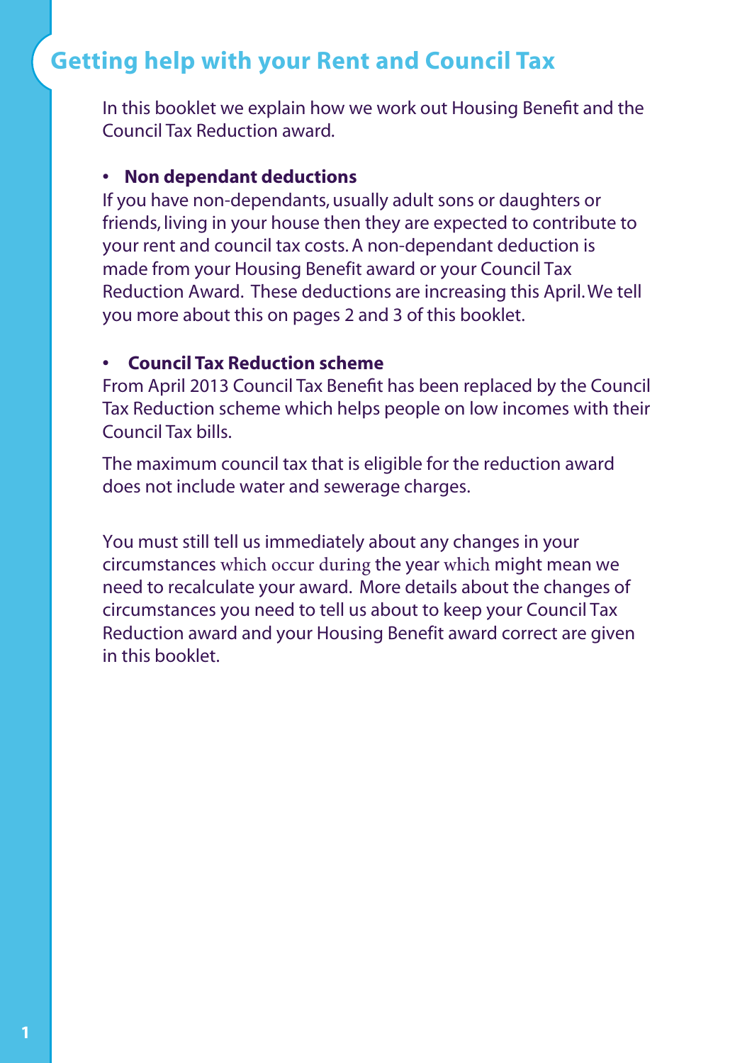# Getting help with your Rent and Council Tax

In this booklet we explain how we work out Housing Benefit and the Council Tax Reduction award.

- **Non dependant deductions**

If you have non-dependants, usually adult sons or daughters or friends, living in your house then they are expected to contribute to your rent and council tax costs. A non-dependant deduction is made from your Housing Benefit award or your Council Tax Reduction Award. These deductions are increasing this April. We tell you more about this on pages 2 and 3 of this booklet.

- **Council Tax Reduction scheme**

From April 2013 Council Tax Benefit has been replaced by the Council Tax Reduction scheme which helps people on low incomes with their Council Tax bills.

The maximum council tax that is eligible for the reduction award does not include water and sewerage charges.

You must still tell us immediately about any changes in your circumstances which occur during the year which might mean we need to recalculate your award. More details about the changes of circumstances you need to tell us about to keep your Council Tax Reduction award and your Housing Benefit award correct are given in this booklet.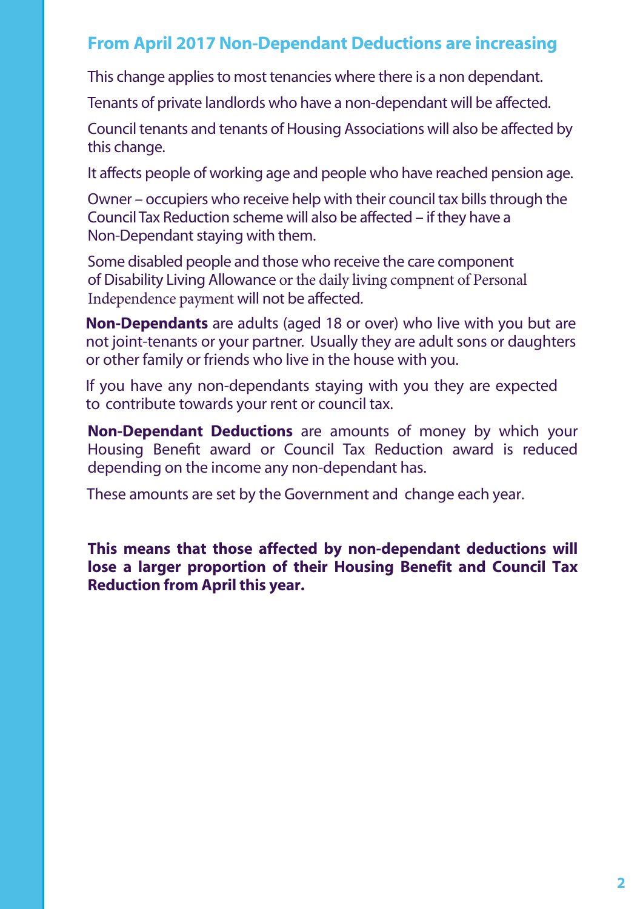## From April 2017 Non-Dependant Deductions are increasing

This change applies to most tenancies where there is a non dependant.

Tenants of private landlords who have a non-dependant will be affected.

Council tenants and tenants of Housing Associations will also be affected by this change.

It affects people of working age and people who have reached pension age.

Owner – occupiers who receive help with their council tax bills through the Council Tax Reduction scheme will also be affected – if they have a Non-Dependant staying with them.

Some disabled people and those who receive the care component of Disability Living Allowance or the daily living compnent of Personal Independence payment will not be affected.

**Non-Dependants** are adults (aged 18 or over) who live with you but are not joint-tenants or your partner. Usually they are adult sons or daughters or other family or friends who live in the house with you.

If you have any non-dependants staying with you they are expected to contribute towards your rent or council tax.

**Non-Dependant Deductions** are amounts of money by which your Housing Benefit award or Council Tax Reduction award is reduced depending on the income any non-dependant has.

These amounts are set by the Government and change each year.

**This means that those affected by non-dependant deductions will lose a larger proportion of their Housing Benefit and Council Tax Reduction from April this year.**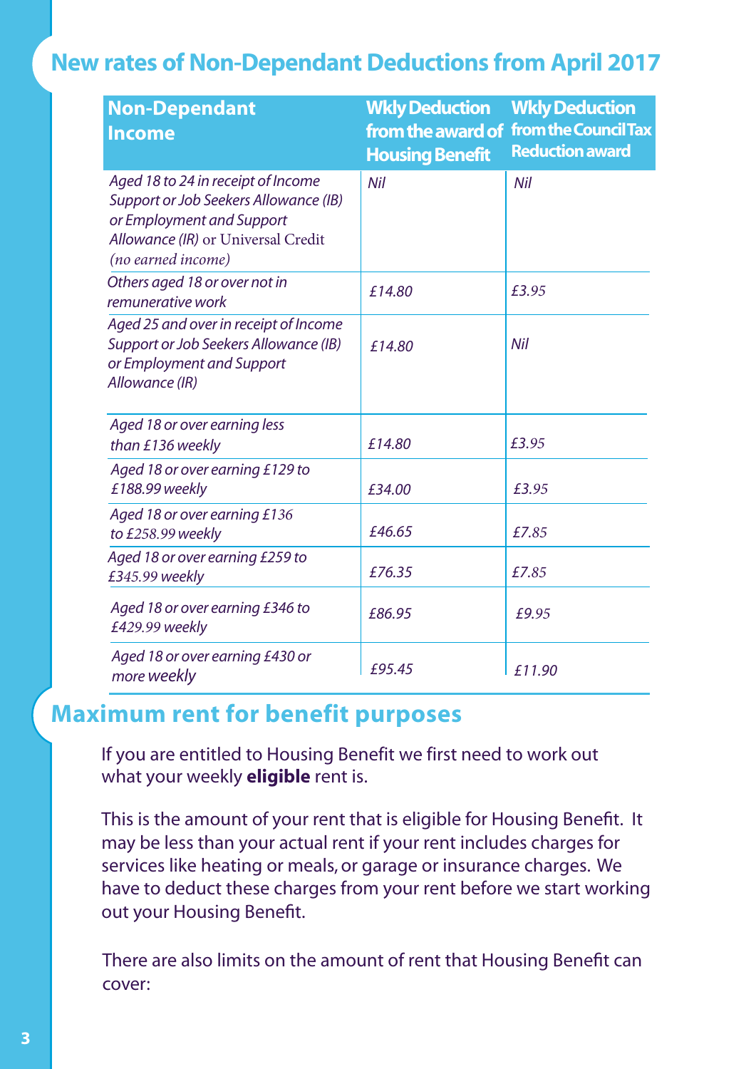## New rates of Non-Dependant Deductions from April 2017

| Non-Dependant Income | Wkly Deduction from the award of Housing Benefit | Wkly Deduction from the Council Tax Reduction award |
|---|---|---|
| *Aged 18 to 24 in receipt of Income Support or Job Seekers Allowance (IB) or Employment and Support Allowance (IR)* or Universal Credit *(no earned income)* | *Nil* | *Nil* |
| *Others aged 18 or over not in remunerative work* | *£14.80* | *£3.95* |
| *Aged 25 and over in receipt of Income Support or Job Seekers Allowance (IB) or Employment and Support Allowance (IR)* | *£14.80* | *Nil* |
| *Aged 18 or over earning less than £136 weekly* | *£14.80* | *£3.95* |
| *Aged 18 or over earning £129 to £188.99 weekly* | *£34.00* | *£3.95* |
| *Aged 18 or over earning £136 to £258.99 weekly* | *£46.65* | *£7.85* |
| *Aged 18 or over earning £259 to £345.99 weekly* | *£76.35* | *£7.85* |
| *Aged 18 or over earning £346 to £429.99 weekly* | *£86.95* | *£9.95* |
| *Aged 18 or over earning £430 or more weekly* | *£95.45* | *£11.90* |

## Maximum rent for benefit purposes

If you are entitled to Housing Benefit we first need to work out what your weekly **eligible** rent is.

This is the amount of your rent that is eligible for Housing Benefit. It may be less than your actual rent if your rent includes charges for services like heating or meals, or garage or insurance charges. We have to deduct these charges from your rent before we start working out your Housing Benefit.

There are also limits on the amount of rent that Housing Benefit can cover: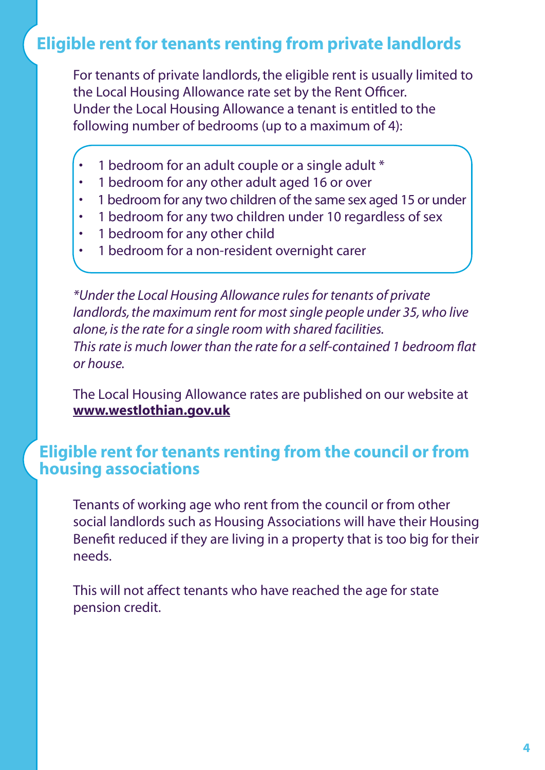## Eligible rent for tenants renting from private landlords

For tenants of private landlords, the eligible rent is usually limited to the Local Housing Allowance rate set by the Rent Officer. Under the Local Housing Allowance a tenant is entitled to the following number of bedrooms (up to a maximum of 4):

- 1 bedroom for an adult couple or a single adult *
- 1 bedroom for any other adult aged 16 or over
- 1 bedroom for any two children of the same sex aged 15 or under
- 1 bedroom for any two children under 10 regardless of sex
- 1 bedroom for any other child
- 1 bedroom for a non-resident overnight carer

*\*Under the Local Housing Allowance rules for tenants of private landlords, the maximum rent for most single people under 35, who live alone, is the rate for a single room with shared facilities. This rate is much lower than the rate for a self-contained 1 bedroom flat or house.*

The Local Housing Allowance rates are published on our website at **www.westlothian.gov.uk**

## Eligible rent for tenants renting from the council or from housing associations

Tenants of working age who rent from the council or from other social landlords such as Housing Associations will have their Housing Benefit reduced if they are living in a property that is too big for their needs.

This will not affect tenants who have reached the age for state pension credit.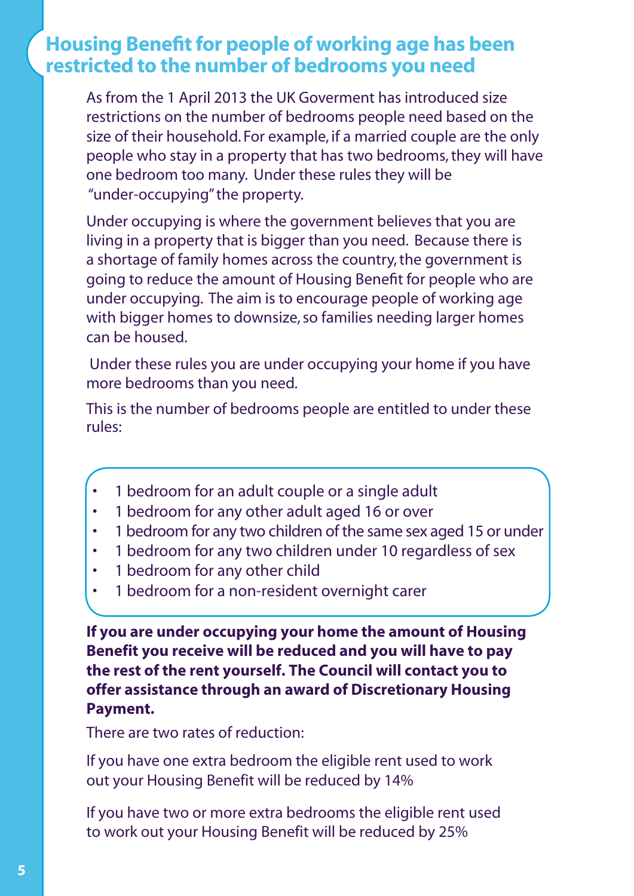## Housing Benefit for people of working age has been restricted to the number of bedrooms you need

As from the 1 April 2013 the UK Goverment has introduced size restrictions on the number of bedrooms people need based on the size of their household. For example, if a married couple are the only people who stay in a property that has two bedrooms, they will have one bedroom too many. Under these rules they will be "under-occupying" the property.

Under occupying is where the government believes that you are living in a property that is bigger than you need. Because there is a shortage of family homes across the country, the government is going to reduce the amount of Housing Benefit for people who are under occupying. The aim is to encourage people of working age with bigger homes to downsize, so families needing larger homes can be housed.

Under these rules you are under occupying your home if you have more bedrooms than you need.

This is the number of bedrooms people are entitled to under these rules:

- 1 bedroom for an adult couple or a single adult
- 1 bedroom for any other adult aged 16 or over
- 1 bedroom for any two children of the same sex aged 15 or under
- 1 bedroom for any two children under 10 regardless of sex
- 1 bedroom for any other child
- 1 bedroom for a non-resident overnight carer

**If you are under occupying your home the amount of Housing Benefit you receive will be reduced and you will have to pay the rest of the rent yourself. The Council will contact you to offer assistance through an award of Discretionary Housing Payment.**

There are two rates of reduction:

If you have one extra bedroom the eligible rent used to work out your Housing Benefit will be reduced by 14%

If you have two or more extra bedrooms the eligible rent used to work out your Housing Benefit will be reduced by 25%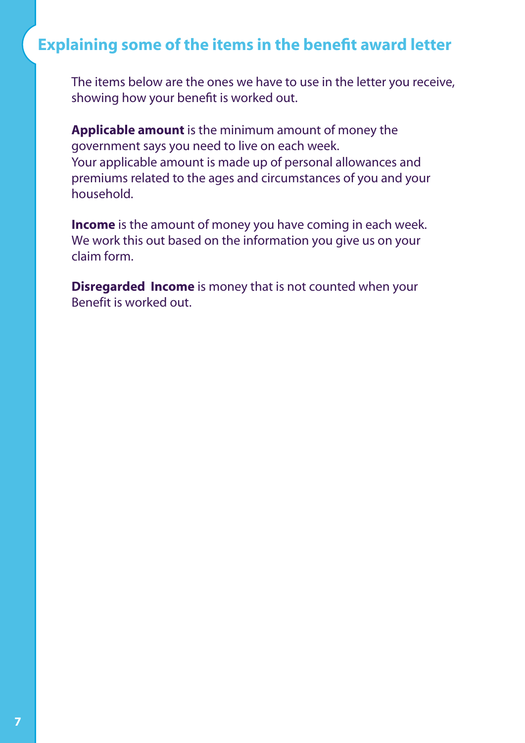## Explaining some of the items in the benefit award letter

The items below are the ones we have to use in the letter you receive, showing how your benefit is worked out.

**Applicable amount** is the minimum amount of money the government says you need to live on each week.
Your applicable amount is made up of personal allowances and premiums related to the ages and circumstances of you and your household.

**Income** is the amount of money you have coming in each week. We work this out based on the information you give us on your claim form.

**Disregarded Income** is money that is not counted when your Benefit is worked out.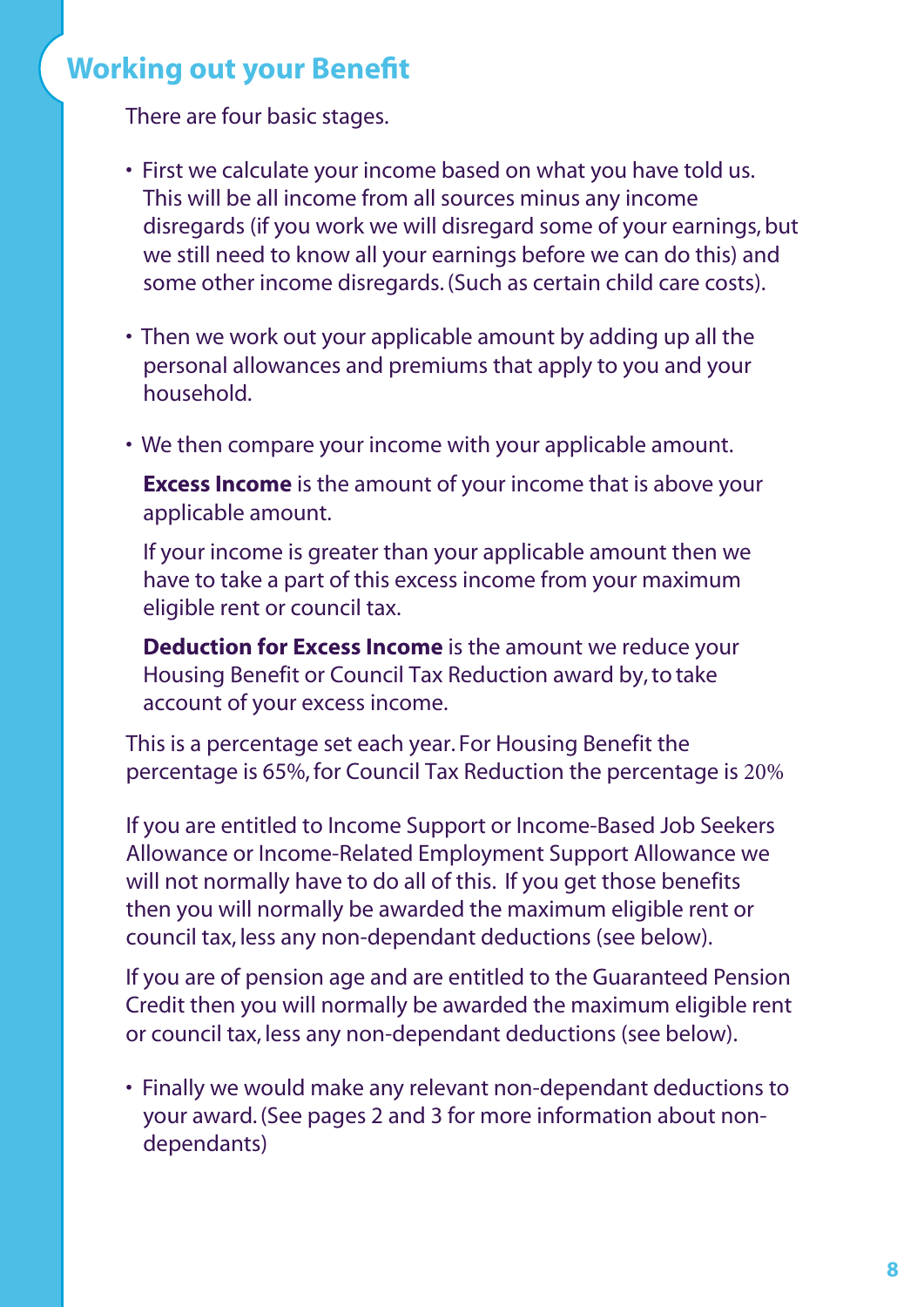## Working out your Benefit

There are four basic stages.

- First we calculate your income based on what you have told us. This will be all income from all sources minus any income disregards (if you work we will disregard some of your earnings, but we still need to know all your earnings before we can do this) and some other income disregards. (Such as certain child care costs).

- Then we work out your applicable amount by adding up all the personal allowances and premiums that apply to you and your household.

- We then compare your income with your applicable amount.

  **Excess Income** is the amount of your income that is above your applicable amount.

  If your income is greater than your applicable amount then we have to take a part of this excess income from your maximum eligible rent or council tax.

  **Deduction for Excess Income** is the amount we reduce your Housing Benefit or Council Tax Reduction award by, to take account of your excess income.

This is a percentage set each year. For Housing Benefit the percentage is 65%, for Council Tax Reduction the percentage is 20%

If you are entitled to Income Support or Income-Based Job Seekers Allowance or Income-Related Employment Support Allowance we will not normally have to do all of this. If you get those benefits then you will normally be awarded the maximum eligible rent or council tax, less any non-dependant deductions (see below).

If you are of pension age and are entitled to the Guaranteed Pension Credit then you will normally be awarded the maximum eligible rent or council tax, less any non-dependant deductions (see below).

- Finally we would make any relevant non-dependant deductions to your award. (See pages 2 and 3 for more information about non-dependants)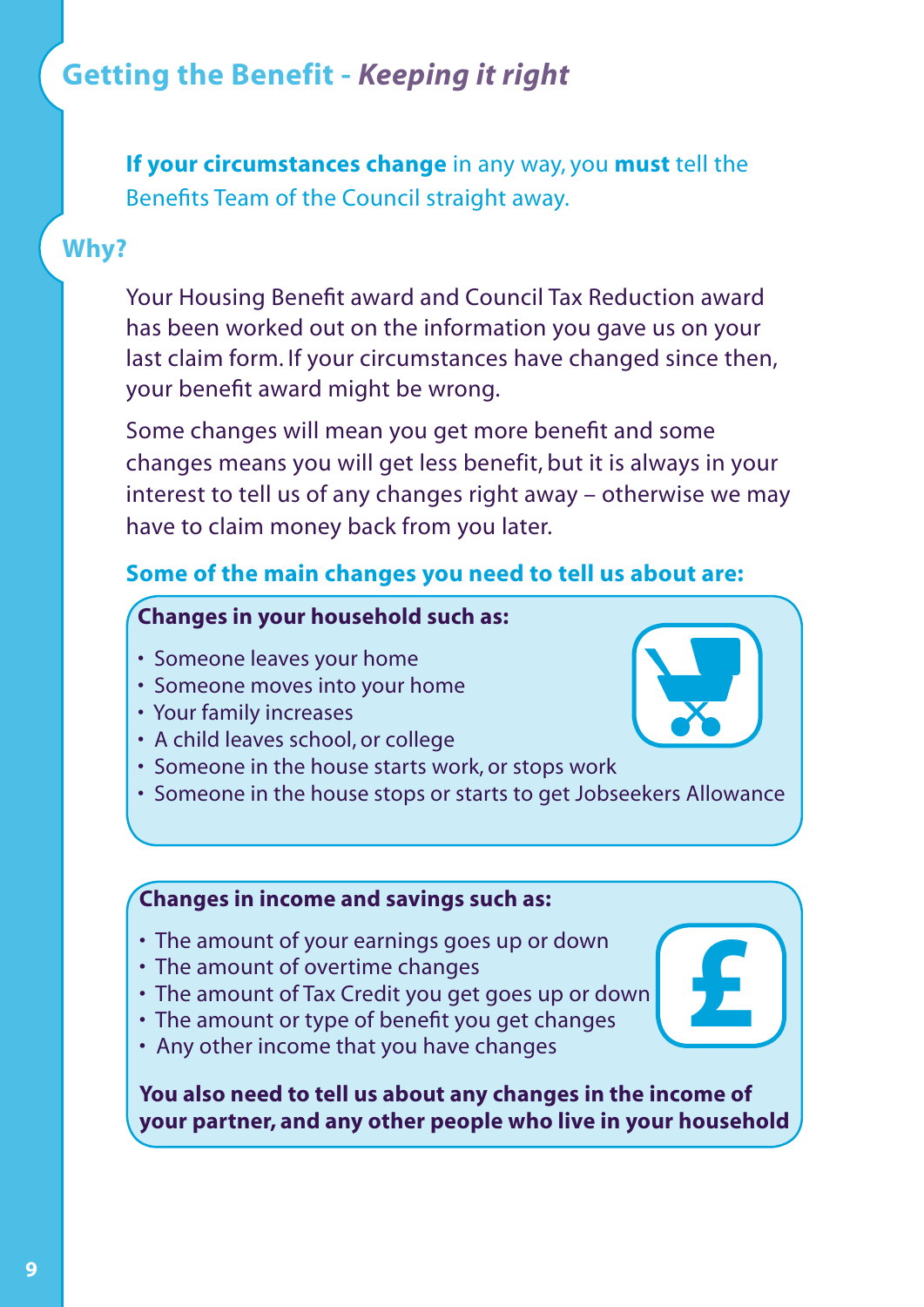## Getting the Benefit - *Keeping it right*

**If your circumstances change** in any way, you **must** tell the Benefits Team of the Council straight away.

## Why?

Your Housing Benefit award and Council Tax Reduction award has been worked out on the information you gave us on your last claim form. If your circumstances have changed since then, your benefit award might be wrong.

Some changes will mean you get more benefit and some changes means you will get less benefit, but it is always in your interest to tell us of any changes right away – otherwise we may have to claim money back from you later.

### Some of the main changes you need to tell us about are:

**Changes in your household such as:**

- Someone leaves your home
- Someone moves into your home
- Your family increases
- A child leaves school, or college
- Someone in the house starts work, or stops work
- Someone in the house stops or starts to get Jobseekers Allowance

**Changes in income and savings such as:**

- The amount of your earnings goes up or down
- The amount of overtime changes
- The amount of Tax Credit you get goes up or down
- The amount or type of benefit you get changes
- Any other income that you have changes

**You also need to tell us about any changes in the income of your partner, and any other people who live in your household**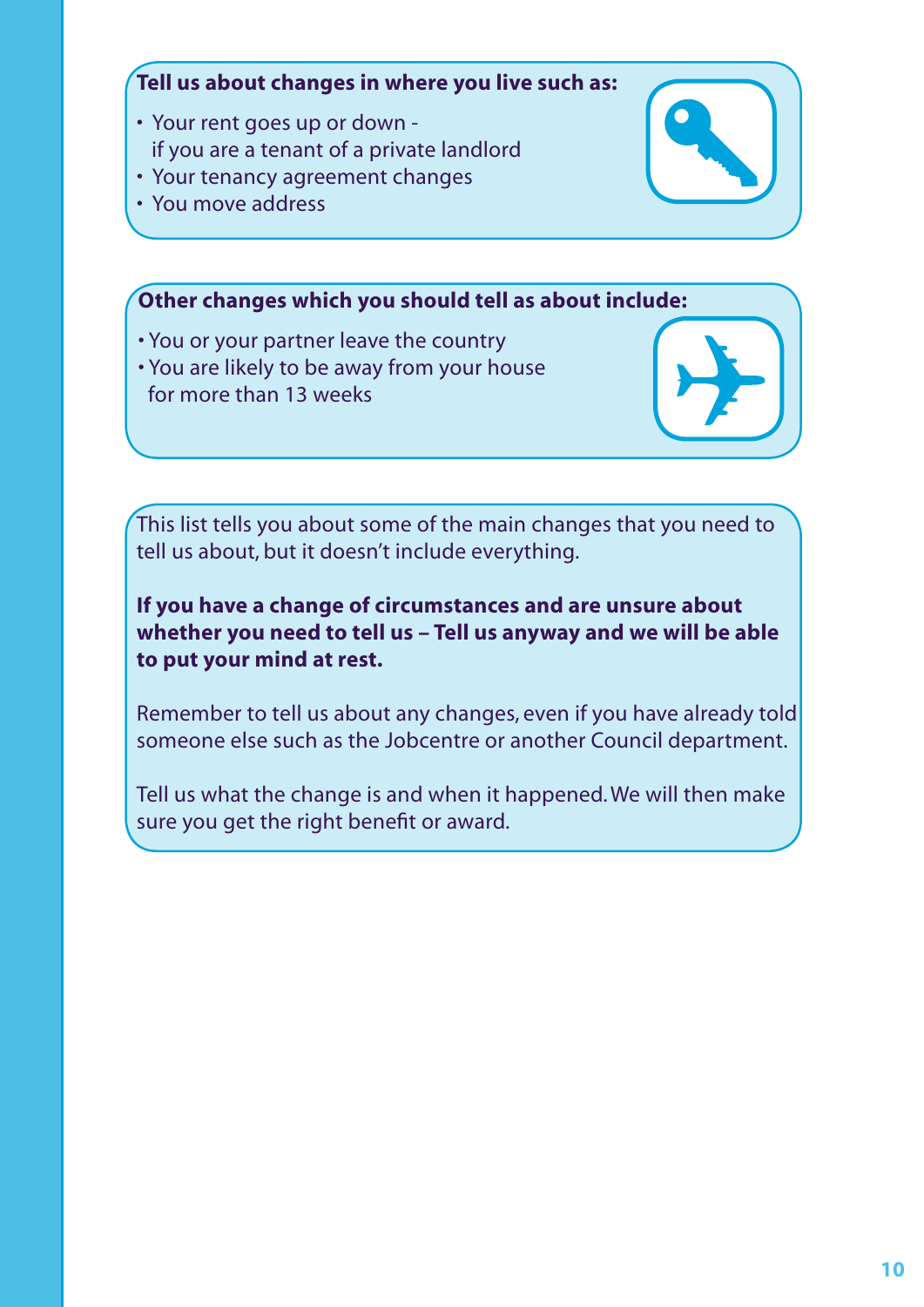**Tell us about changes in where you live such as:**

- Your rent goes up or down - if you are a tenant of a private landlord
- Your tenancy agreement changes
- You move address

**Other changes which you should tell as about include:**

- You or your partner leave the country
- You are likely to be away from your house for more than 13 weeks

This list tells you about some of the main changes that you need to tell us about, but it doesn't include everything.

**If you have a change of circumstances and are unsure about whether you need to tell us – Tell us anyway and we will be able to put your mind at rest.**

Remember to tell us about any changes, even if you have already told someone else such as the Jobcentre or another Council department.

Tell us what the change is and when it happened. We will then make sure you get the right benefit or award.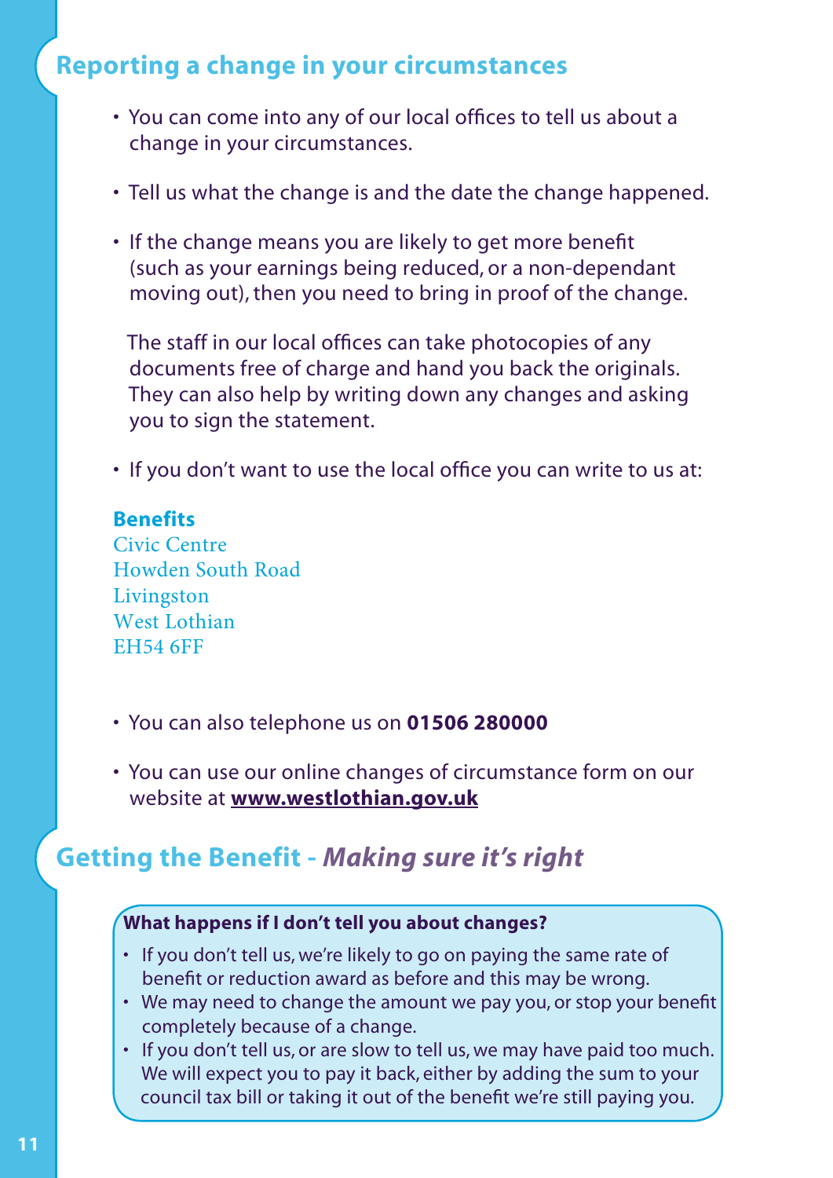## Reporting a change in your circumstances

- You can come into any of our local offices to tell us about a change in your circumstances.
- Tell us what the change is and the date the change happened.
- If the change means you are likely to get more benefit (such as your earnings being reduced, or a non-dependant moving out), then you need to bring in proof of the change.

  The staff in our local offices can take photocopies of any documents free of charge and hand you back the originals. They can also help by writing down any changes and asking you to sign the statement.

- If you don't want to use the local office you can write to us at:

**Benefits**
Civic Centre
Howden South Road
Livingston
West Lothian
EH54 6FF

- You can also telephone us on **01506 280000**
- You can use our online changes of circumstance form on our website at **www.westlothian.gov.uk**

## Getting the Benefit - *Making sure it's right*

**What happens if I don't tell you about changes?**

- If you don't tell us, we're likely to go on paying the same rate of benefit or reduction award as before and this may be wrong.
- We may need to change the amount we pay you, or stop your benefit completely because of a change.
- If you don't tell us, or are slow to tell us, we may have paid too much. We will expect you to pay it back, either by adding the sum to your council tax bill or taking it out of the benefit we're still paying you.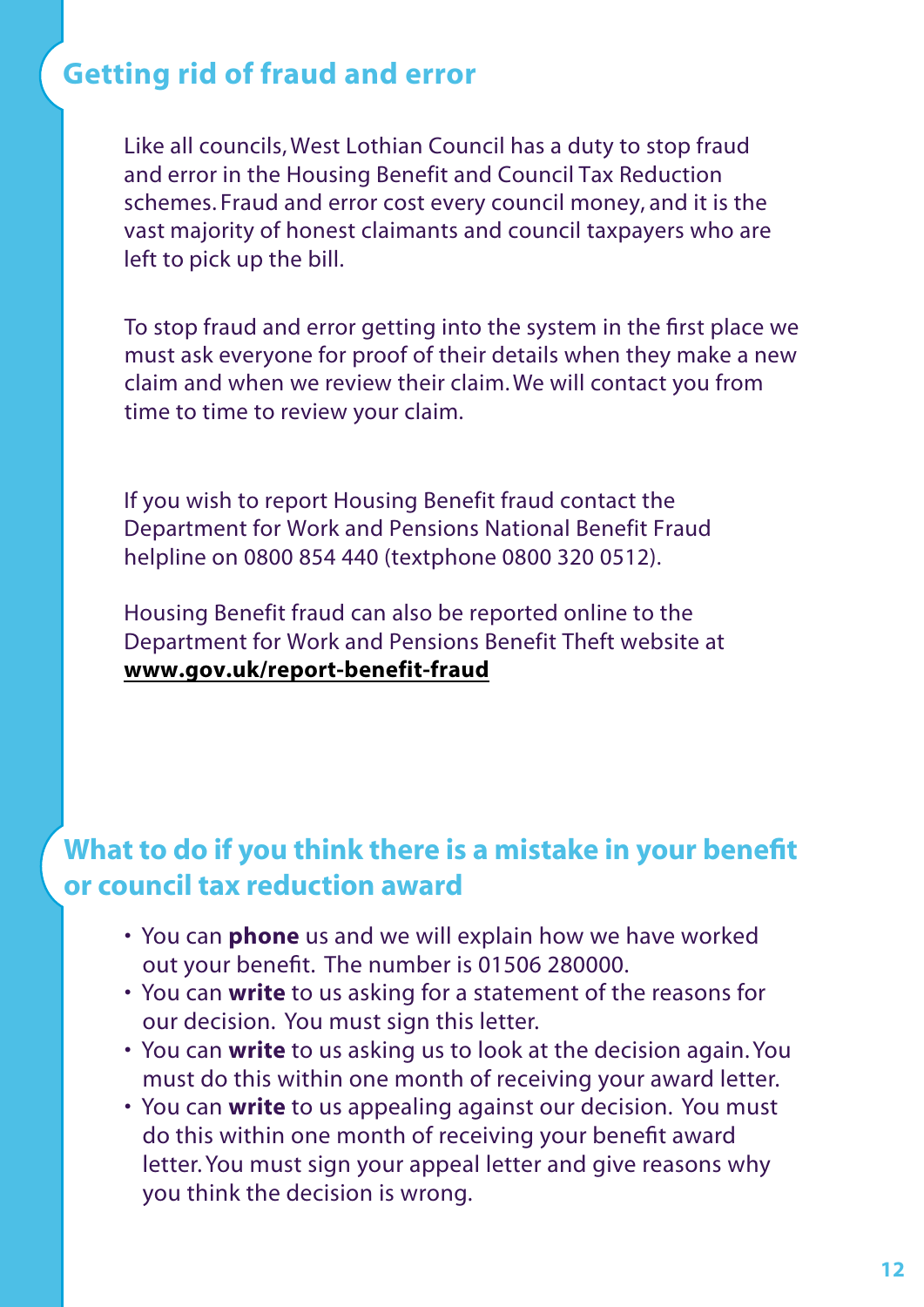## Getting rid of fraud and error

Like all councils, West Lothian Council has a duty to stop fraud and error in the Housing Benefit and Council Tax Reduction schemes. Fraud and error cost every council money, and it is the vast majority of honest claimants and council taxpayers who are left to pick up the bill.

To stop fraud and error getting into the system in the first place we must ask everyone for proof of their details when they make a new claim and when we review their claim. We will contact you from time to time to review your claim.

If you wish to report Housing Benefit fraud contact the Department for Work and Pensions National Benefit Fraud helpline on 0800 854 440 (textphone 0800 320 0512).

Housing Benefit fraud can also be reported online to the Department for Work and Pensions Benefit Theft website at **www.gov.uk/report-benefit-fraud**

## What to do if you think there is a mistake in your benefit or council tax reduction award

- You can **phone** us and we will explain how we have worked out your benefit. The number is 01506 280000.
- You can **write** to us asking for a statement of the reasons for our decision. You must sign this letter.
- You can **write** to us asking us to look at the decision again. You must do this within one month of receiving your award letter.
- You can **write** to us appealing against our decision. You must do this within one month of receiving your benefit award letter. You must sign your appeal letter and give reasons why you think the decision is wrong.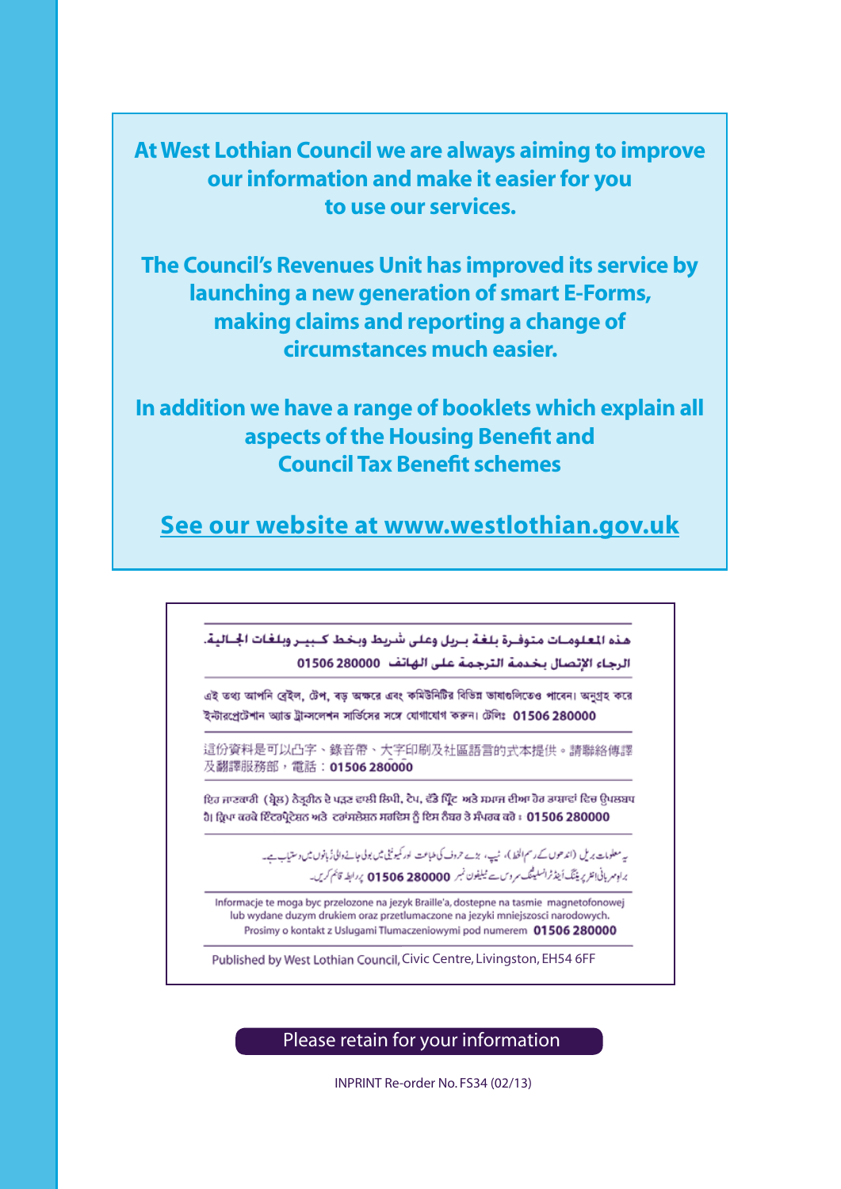**At West Lothian Council we are always aiming to improve our information and make it easier for you to use our services.**

**The Council's Revenues Unit has improved its service by launching a new generation of smart E-Forms, making claims and reporting a change of circumstances much easier.**

**In addition we have a range of booklets which explain all aspects of the Housing Benefit and Council Tax Benefit schemes**

**See our website at www.westlothian.gov.uk**

هذه المعلومات متوفرة بلغة بريل وعلى شريط وبخط كبير وبلغات الجالية.
الرجاء الإتصال بخدمة الترجمة على الهاتف 01506 280000

এই তথ্য আপনি ব্রেইল, টেপ, বড় অক্ষরে এবং কমিউনিটির বিভিন্ন ভাষাগুলিতেও পাবেন। অনুগ্রহ করে ইন্টারপ্রেটেশন অ্যান্ড ট্রান্সলেশন সার্ভিসের সঙ্গে যোগাযোগ করুন। টেলিঃ 01506 280000

這份資料是可以凸字、錄音帶、大字印刷及社區語言的式本提供。請聯絡傳譯及翻譯服務部，電話：01506 280000

ਇਹ ਜਾਣਕਾਰੀ (ਬ੍ਰੇਲ) ਨੇਤ੍ਰਹੀਨ ਦੇ ਪੜ੍ਹਣ ਵਾਲੀ ਲਿਪੀ, ਟੇਪ, ਵੱਡੇ ਪ੍ਰਿੰਟ ਅਤੇ ਸਮਾਜ ਦੀਆ ਹੋਰ ਭਾਸ਼ਾਵਾਂ ਵਿਚ ਉਪਲਬਧ ਹੈ। ਕ੍ਰਿਪਾ ਕਰਕੇ ਇੰਟਰਪ੍ਰੇਟੇਸ਼ਨ ਅਤੇ ਟਰਾਂਸਲੇਸ਼ਨ ਸਰਵਿਸ ਨੂੰ ਇਸ ਨੰਬਰ ਤੇ ਸੰਪਰਕ ਕਰੋ : 01506 280000

یہ معلومات بریل (اندھوں کے رسم الخط)، ٹیپ، بڑے حروف کی طباعت اور کمیونٹی میں بولی جانے والی زبانوں میں دستیاب ہے۔
براہ مہربانی انٹرپریٹنگ اینڈ ٹرانسلیٹنگ سروس سے ٹیلیفون نمبر 01506 280000 پر رابطہ قائم کریں۔

Informacje te moga byc przelozone na jezyk Braille'a, dostepne na tasmie magnetofonowej lub wydane duzym drukiem oraz przetlumaczone na jezyki mniejszosci narodowych. Prosimy o kontakt z Uslugami Tlumaczeniowymi pod numerem **01506 280000**

Published by West Lothian Council, Civic Centre, Livingston, EH54 6FF

Please retain for your information

INPRINT Re-order No. FS34 (02/13)